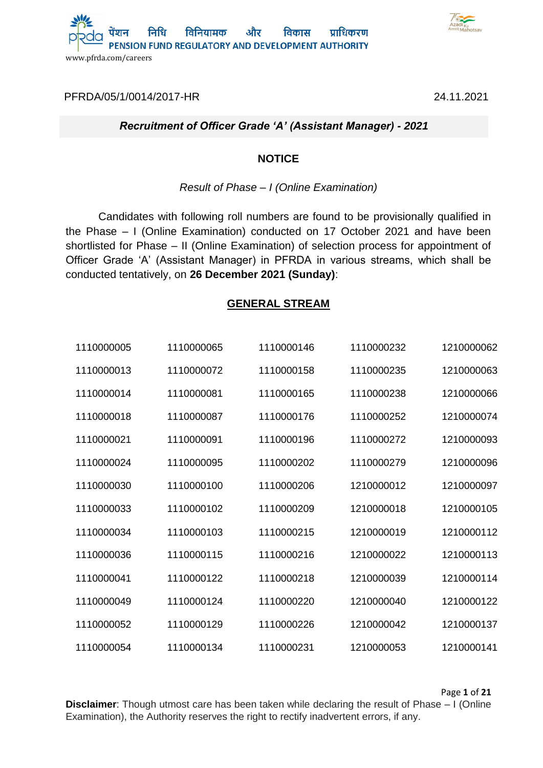पेंशन निधि विनियामक और विकास प्राधिकरण
PENSION FUND REGULATORY AND DEVELOPMENT AUTHORITY
www.pfrda.com/careers

PFRDA/05/1/0014/2017-HR　　　　　　　　　　　　24.11.2021

***Recruitment of Officer Grade 'A' (Assistant Manager) - 2021***

**NOTICE**

*Result of Phase – I (Online Examination)*

Candidates with following roll numbers are found to be provisionally qualified in the Phase – I (Online Examination) conducted on 17 October 2021 and have been shortlisted for Phase – II (Online Examination) of selection process for appointment of Officer Grade 'A' (Assistant Manager) in PFRDA in various streams, which shall be conducted tentatively, on **26 December 2021 (Sunday)**:

## GENERAL STREAM

| | | | | |
|---|---|---|---|---|
| 1110000005 | 1110000065 | 1110000146 | 1110000232 | 1210000062 |
| 1110000013 | 1110000072 | 1110000158 | 1110000235 | 1210000063 |
| 1110000014 | 1110000081 | 1110000165 | 1110000238 | 1210000066 |
| 1110000018 | 1110000087 | 1110000176 | 1110000252 | 1210000074 |
| 1110000021 | 1110000091 | 1110000196 | 1110000272 | 1210000093 |
| 1110000024 | 1110000095 | 1110000202 | 1110000279 | 1210000096 |
| 1110000030 | 1110000100 | 1110000206 | 1210000012 | 1210000097 |
| 1110000033 | 1110000102 | 1110000209 | 1210000018 | 1210000105 |
| 1110000034 | 1110000103 | 1110000215 | 1210000019 | 1210000112 |
| 1110000036 | 1110000115 | 1110000216 | 1210000022 | 1210000113 |
| 1110000041 | 1110000122 | 1110000218 | 1210000039 | 1210000114 |
| 1110000049 | 1110000124 | 1110000220 | 1210000040 | 1210000122 |
| 1110000052 | 1110000129 | 1110000226 | 1210000042 | 1210000137 |
| 1110000054 | 1110000134 | 1110000231 | 1210000053 | 1210000141 |

**Disclaimer**: Though utmost care has been taken while declaring the result of Phase – I (Online Examination), the Authority reserves the right to rectify inadvertent errors, if any.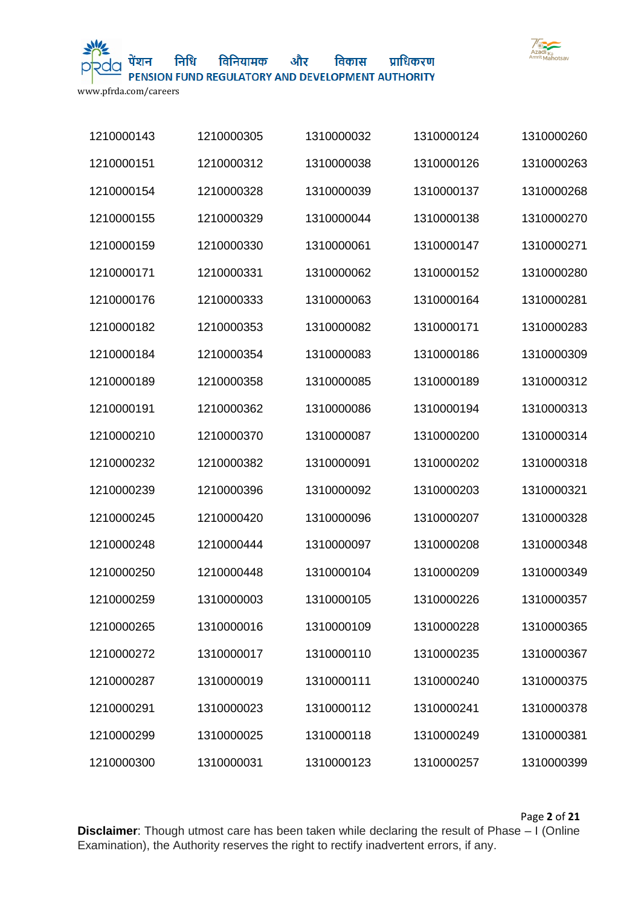| | | | | |
|---|---|---|---|---|
| 1210000143 | 1210000305 | 1310000032 | 1310000124 | 1310000260 |
| 1210000151 | 1210000312 | 1310000038 | 1310000126 | 1310000263 |
| 1210000154 | 1210000328 | 1310000039 | 1310000137 | 1310000268 |
| 1210000155 | 1210000329 | 1310000044 | 1310000138 | 1310000270 |
| 1210000159 | 1210000330 | 1310000061 | 1310000147 | 1310000271 |
| 1210000171 | 1210000331 | 1310000062 | 1310000152 | 1310000280 |
| 1210000176 | 1210000333 | 1310000063 | 1310000164 | 1310000281 |
| 1210000182 | 1210000353 | 1310000082 | 1310000171 | 1310000283 |
| 1210000184 | 1210000354 | 1310000083 | 1310000186 | 1310000309 |
| 1210000189 | 1210000358 | 1310000085 | 1310000189 | 1310000312 |
| 1210000191 | 1210000362 | 1310000086 | 1310000194 | 1310000313 |
| 1210000210 | 1210000370 | 1310000087 | 1310000200 | 1310000314 |
| 1210000232 | 1210000382 | 1310000091 | 1310000202 | 1310000318 |
| 1210000239 | 1210000396 | 1310000092 | 1310000203 | 1310000321 |
| 1210000245 | 1210000420 | 1310000096 | 1310000207 | 1310000328 |
| 1210000248 | 1210000444 | 1310000097 | 1310000208 | 1310000348 |
| 1210000250 | 1210000448 | 1310000104 | 1310000209 | 1310000349 |
| 1210000259 | 1310000003 | 1310000105 | 1310000226 | 1310000357 |
| 1210000265 | 1310000016 | 1310000109 | 1310000228 | 1310000365 |
| 1210000272 | 1310000017 | 1310000110 | 1310000235 | 1310000367 |
| 1210000287 | 1310000019 | 1310000111 | 1310000240 | 1310000375 |
| 1210000291 | 1310000023 | 1310000112 | 1310000241 | 1310000378 |
| 1210000299 | 1310000025 | 1310000118 | 1310000249 | 1310000381 |
| 1210000300 | 1310000031 | 1310000123 | 1310000257 | 1310000399 |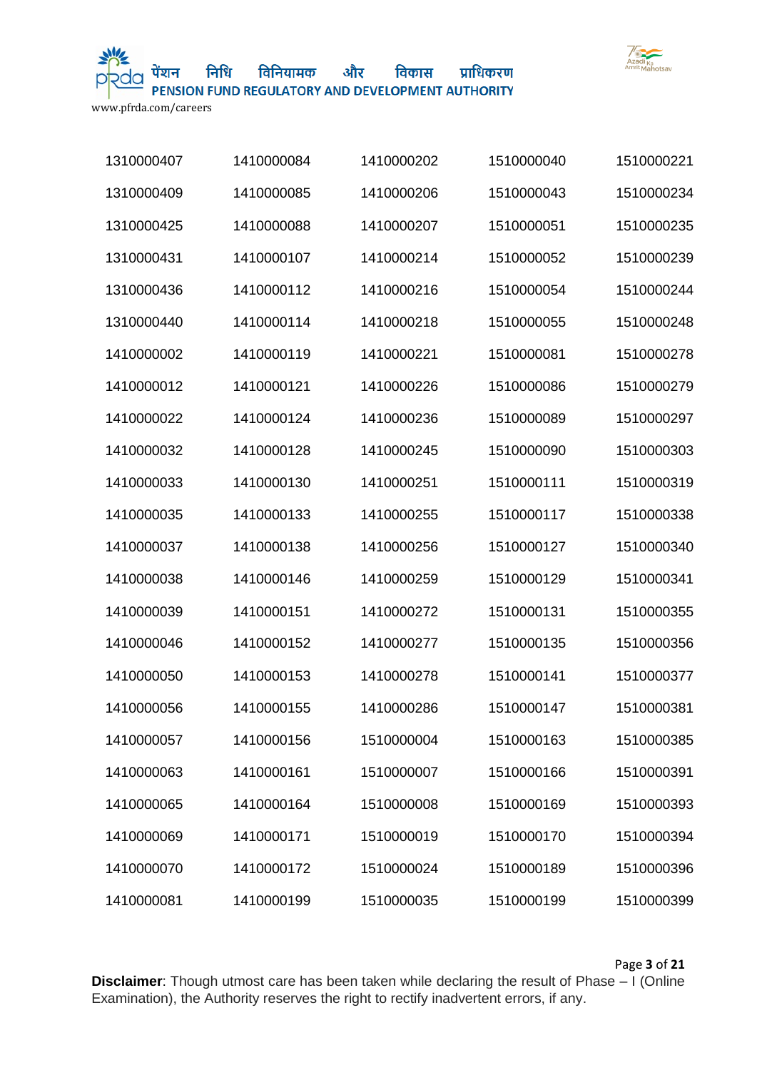| | | | | |
|---|---|---|---|---|
| 1310000407 | 1410000084 | 1410000202 | 1510000040 | 1510000221 |
| 1310000409 | 1410000085 | 1410000206 | 1510000043 | 1510000234 |
| 1310000425 | 1410000088 | 1410000207 | 1510000051 | 1510000235 |
| 1310000431 | 1410000107 | 1410000214 | 1510000052 | 1510000239 |
| 1310000436 | 1410000112 | 1410000216 | 1510000054 | 1510000244 |
| 1310000440 | 1410000114 | 1410000218 | 1510000055 | 1510000248 |
| 1410000002 | 1410000119 | 1410000221 | 1510000081 | 1510000278 |
| 1410000012 | 1410000121 | 1410000226 | 1510000086 | 1510000279 |
| 1410000022 | 1410000124 | 1410000236 | 1510000089 | 1510000297 |
| 1410000032 | 1410000128 | 1410000245 | 1510000090 | 1510000303 |
| 1410000033 | 1410000130 | 1410000251 | 1510000111 | 1510000319 |
| 1410000035 | 1410000133 | 1410000255 | 1510000117 | 1510000338 |
| 1410000037 | 1410000138 | 1410000256 | 1510000127 | 1510000340 |
| 1410000038 | 1410000146 | 1410000259 | 1510000129 | 1510000341 |
| 1410000039 | 1410000151 | 1410000272 | 1510000131 | 1510000355 |
| 1410000046 | 1410000152 | 1410000277 | 1510000135 | 1510000356 |
| 1410000050 | 1410000153 | 1410000278 | 1510000141 | 1510000377 |
| 1410000056 | 1410000155 | 1410000286 | 1510000147 | 1510000381 |
| 1410000057 | 1410000156 | 1510000004 | 1510000163 | 1510000385 |
| 1410000063 | 1410000161 | 1510000007 | 1510000166 | 1510000391 |
| 1410000065 | 1410000164 | 1510000008 | 1510000169 | 1510000393 |
| 1410000069 | 1410000171 | 1510000019 | 1510000170 | 1510000394 |
| 1410000070 | 1410000172 | 1510000024 | 1510000189 | 1510000396 |
| 1410000081 | 1410000199 | 1510000035 | 1510000199 | 1510000399 |

**Disclaimer**: Though utmost care has been taken while declaring the result of Phase – I (Online Examination), the Authority reserves the right to rectify inadvertent errors, if any.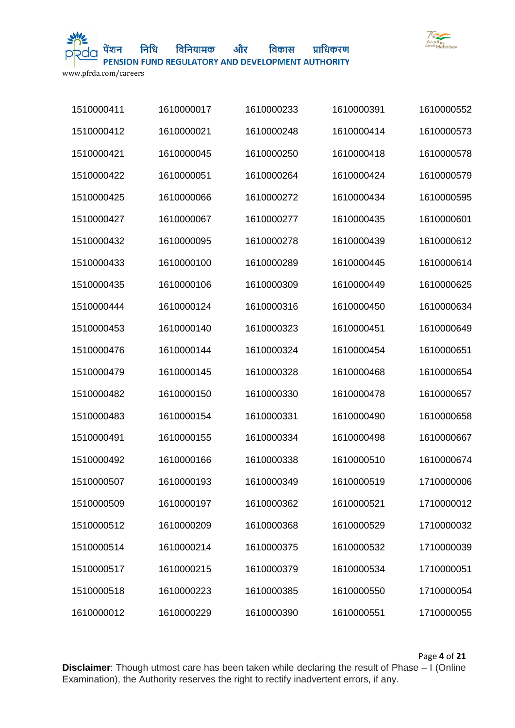| | | | | |
|---|---|---|---|---|
| 1510000411 | 1610000017 | 1610000233 | 1610000391 | 1610000552 |
| 1510000412 | 1610000021 | 1610000248 | 1610000414 | 1610000573 |
| 1510000421 | 1610000045 | 1610000250 | 1610000418 | 1610000578 |
| 1510000422 | 1610000051 | 1610000264 | 1610000424 | 1610000579 |
| 1510000425 | 1610000066 | 1610000272 | 1610000434 | 1610000595 |
| 1510000427 | 1610000067 | 1610000277 | 1610000435 | 1610000601 |
| 1510000432 | 1610000095 | 1610000278 | 1610000439 | 1610000612 |
| 1510000433 | 1610000100 | 1610000289 | 1610000445 | 1610000614 |
| 1510000435 | 1610000106 | 1610000309 | 1610000449 | 1610000625 |
| 1510000444 | 1610000124 | 1610000316 | 1610000450 | 1610000634 |
| 1510000453 | 1610000140 | 1610000323 | 1610000451 | 1610000649 |
| 1510000476 | 1610000144 | 1610000324 | 1610000454 | 1610000651 |
| 1510000479 | 1610000145 | 1610000328 | 1610000468 | 1610000654 |
| 1510000482 | 1610000150 | 1610000330 | 1610000478 | 1610000657 |
| 1510000483 | 1610000154 | 1610000331 | 1610000490 | 1610000658 |
| 1510000491 | 1610000155 | 1610000334 | 1610000498 | 1610000667 |
| 1510000492 | 1610000166 | 1610000338 | 1610000510 | 1610000674 |
| 1510000507 | 1610000193 | 1610000349 | 1610000519 | 1710000006 |
| 1510000509 | 1610000197 | 1610000362 | 1610000521 | 1710000012 |
| 1510000512 | 1610000209 | 1610000368 | 1610000529 | 1710000032 |
| 1510000514 | 1610000214 | 1610000375 | 1610000532 | 1710000039 |
| 1510000517 | 1610000215 | 1610000379 | 1610000534 | 1710000051 |
| 1510000518 | 1610000223 | 1610000385 | 1610000550 | 1710000054 |
| 1610000012 | 1610000229 | 1610000390 | 1610000551 | 1710000055 |

**Disclaimer**: Though utmost care has been taken while declaring the result of Phase – I (Online Examination), the Authority reserves the right to rectify inadvertent errors, if any.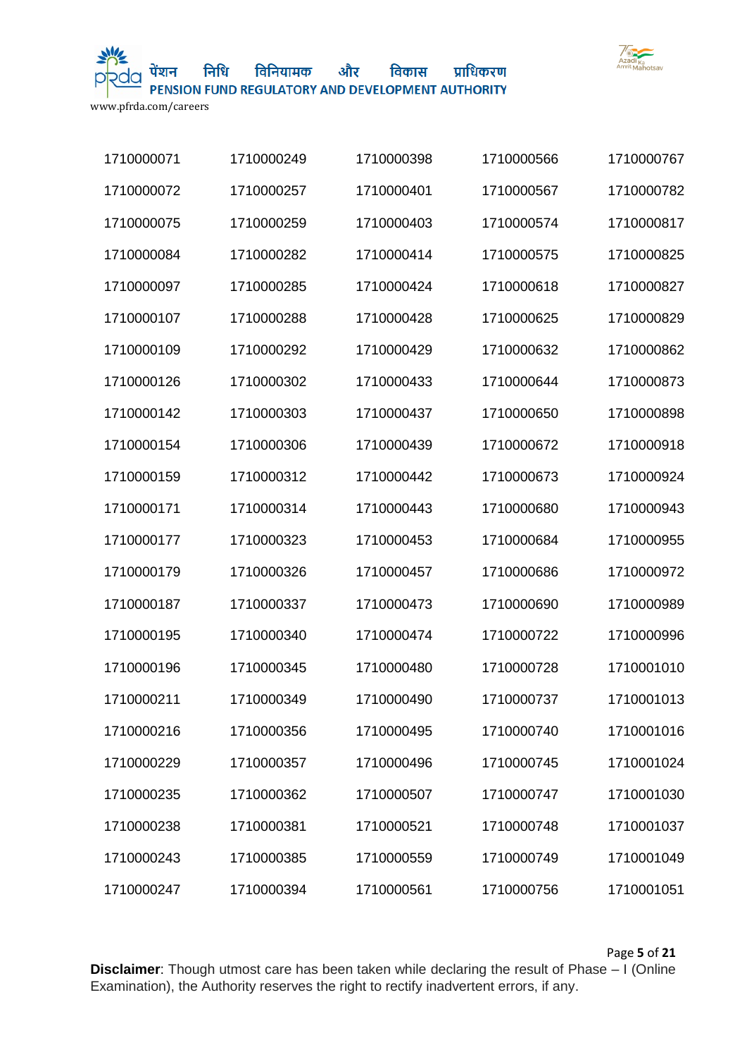| | | | | |
|---|---|---|---|---|
| 1710000071 | 1710000249 | 1710000398 | 1710000566 | 1710000767 |
| 1710000072 | 1710000257 | 1710000401 | 1710000567 | 1710000782 |
| 1710000075 | 1710000259 | 1710000403 | 1710000574 | 1710000817 |
| 1710000084 | 1710000282 | 1710000414 | 1710000575 | 1710000825 |
| 1710000097 | 1710000285 | 1710000424 | 1710000618 | 1710000827 |
| 1710000107 | 1710000288 | 1710000428 | 1710000625 | 1710000829 |
| 1710000109 | 1710000292 | 1710000429 | 1710000632 | 1710000862 |
| 1710000126 | 1710000302 | 1710000433 | 1710000644 | 1710000873 |
| 1710000142 | 1710000303 | 1710000437 | 1710000650 | 1710000898 |
| 1710000154 | 1710000306 | 1710000439 | 1710000672 | 1710000918 |
| 1710000159 | 1710000312 | 1710000442 | 1710000673 | 1710000924 |
| 1710000171 | 1710000314 | 1710000443 | 1710000680 | 1710000943 |
| 1710000177 | 1710000323 | 1710000453 | 1710000684 | 1710000955 |
| 1710000179 | 1710000326 | 1710000457 | 1710000686 | 1710000972 |
| 1710000187 | 1710000337 | 1710000473 | 1710000690 | 1710000989 |
| 1710000195 | 1710000340 | 1710000474 | 1710000722 | 1710000996 |
| 1710000196 | 1710000345 | 1710000480 | 1710000728 | 1710001010 |
| 1710000211 | 1710000349 | 1710000490 | 1710000737 | 1710001013 |
| 1710000216 | 1710000356 | 1710000495 | 1710000740 | 1710001016 |
| 1710000229 | 1710000357 | 1710000496 | 1710000745 | 1710001024 |
| 1710000235 | 1710000362 | 1710000507 | 1710000747 | 1710001030 |
| 1710000238 | 1710000381 | 1710000521 | 1710000748 | 1710001037 |
| 1710000243 | 1710000385 | 1710000559 | 1710000749 | 1710001049 |
| 1710000247 | 1710000394 | 1710000561 | 1710000756 | 1710001051 |

**Disclaimer**: Though utmost care has been taken while declaring the result of Phase – I (Online Examination), the Authority reserves the right to rectify inadvertent errors, if any.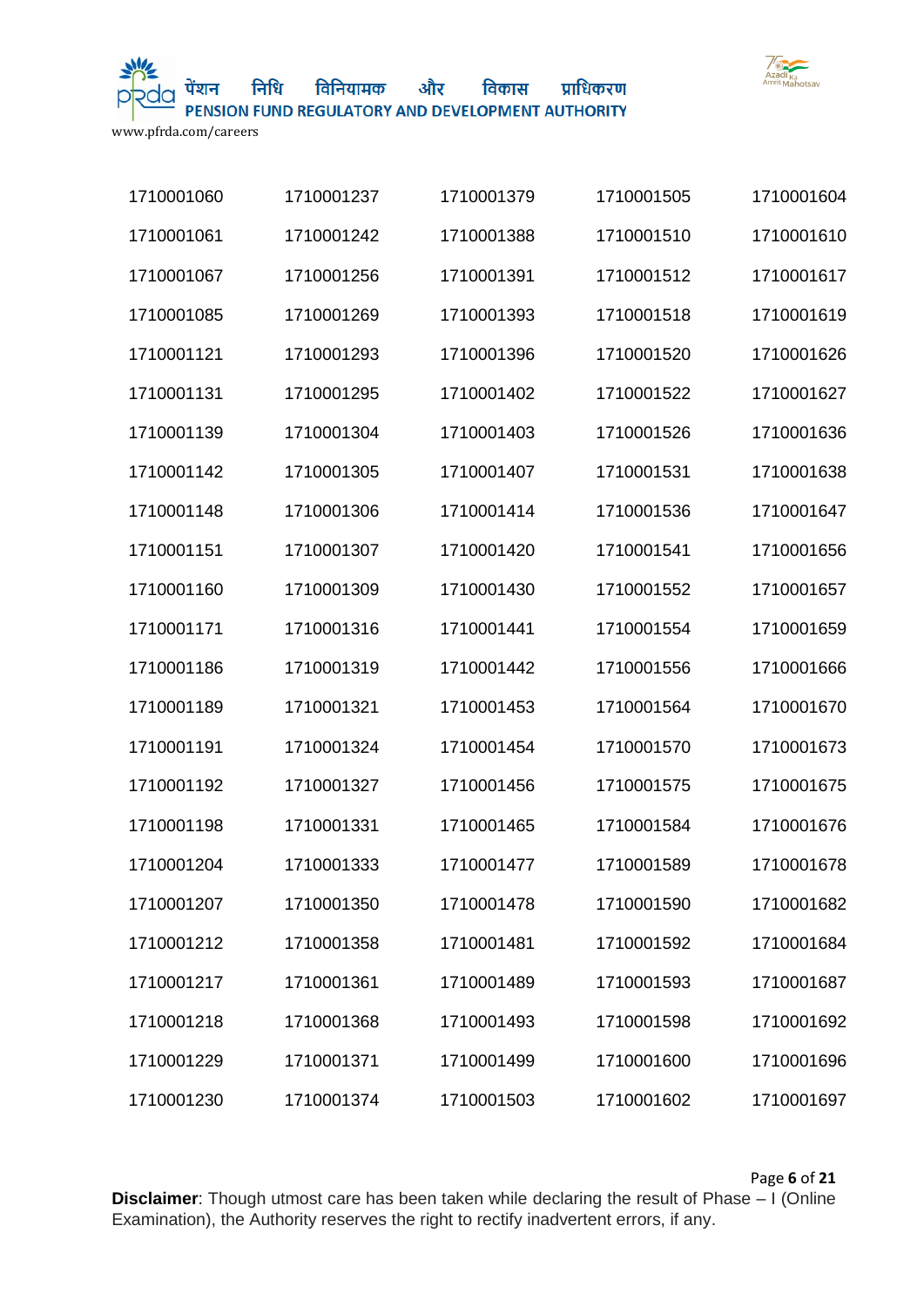| | | | | |
|---|---|---|---|---|
| 1710001060 | 1710001237 | 1710001379 | 1710001505 | 1710001604 |
| 1710001061 | 1710001242 | 1710001388 | 1710001510 | 1710001610 |
| 1710001067 | 1710001256 | 1710001391 | 1710001512 | 1710001617 |
| 1710001085 | 1710001269 | 1710001393 | 1710001518 | 1710001619 |
| 1710001121 | 1710001293 | 1710001396 | 1710001520 | 1710001626 |
| 1710001131 | 1710001295 | 1710001402 | 1710001522 | 1710001627 |
| 1710001139 | 1710001304 | 1710001403 | 1710001526 | 1710001636 |
| 1710001142 | 1710001305 | 1710001407 | 1710001531 | 1710001638 |
| 1710001148 | 1710001306 | 1710001414 | 1710001536 | 1710001647 |
| 1710001151 | 1710001307 | 1710001420 | 1710001541 | 1710001656 |
| 1710001160 | 1710001309 | 1710001430 | 1710001552 | 1710001657 |
| 1710001171 | 1710001316 | 1710001441 | 1710001554 | 1710001659 |
| 1710001186 | 1710001319 | 1710001442 | 1710001556 | 1710001666 |
| 1710001189 | 1710001321 | 1710001453 | 1710001564 | 1710001670 |
| 1710001191 | 1710001324 | 1710001454 | 1710001570 | 1710001673 |
| 1710001192 | 1710001327 | 1710001456 | 1710001575 | 1710001675 |
| 1710001198 | 1710001331 | 1710001465 | 1710001584 | 1710001676 |
| 1710001204 | 1710001333 | 1710001477 | 1710001589 | 1710001678 |
| 1710001207 | 1710001350 | 1710001478 | 1710001590 | 1710001682 |
| 1710001212 | 1710001358 | 1710001481 | 1710001592 | 1710001684 |
| 1710001217 | 1710001361 | 1710001489 | 1710001593 | 1710001687 |
| 1710001218 | 1710001368 | 1710001493 | 1710001598 | 1710001692 |
| 1710001229 | 1710001371 | 1710001499 | 1710001600 | 1710001696 |
| 1710001230 | 1710001374 | 1710001503 | 1710001602 | 1710001697 |

**Disclaimer**: Though utmost care has been taken while declaring the result of Phase – I (Online Examination), the Authority reserves the right to rectify inadvertent errors, if any.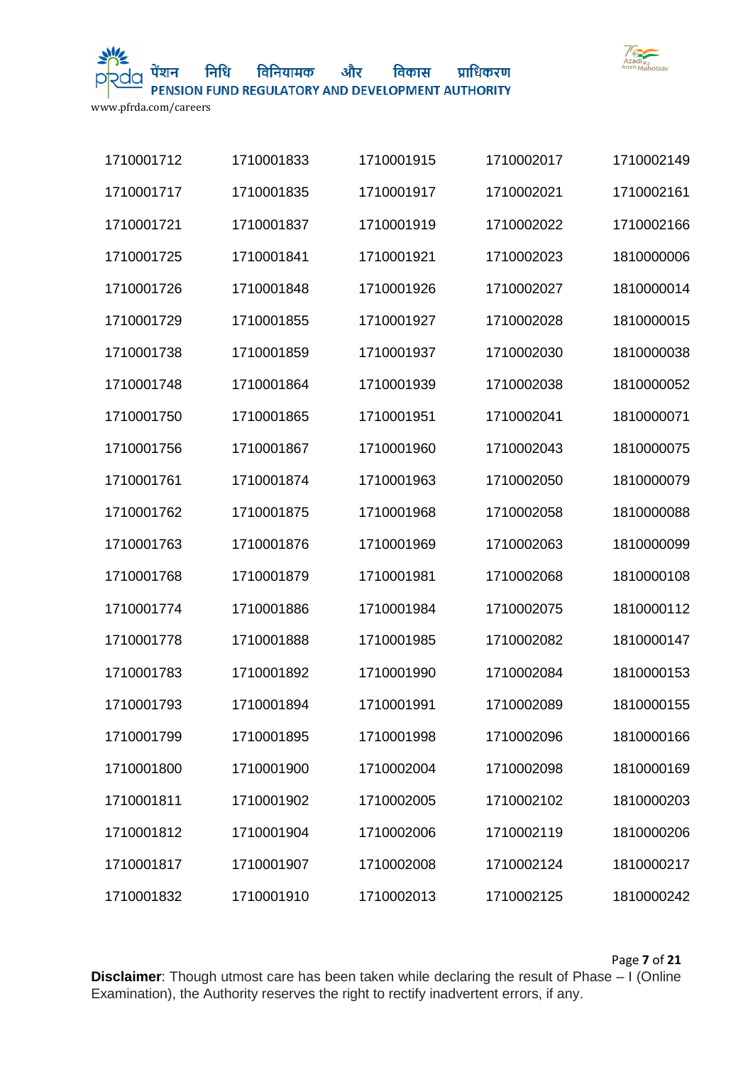| | | | | |
|---|---|---|---|---|
| 1710001712 | 1710001833 | 1710001915 | 1710002017 | 1710002149 |
| 1710001717 | 1710001835 | 1710001917 | 1710002021 | 1710002161 |
| 1710001721 | 1710001837 | 1710001919 | 1710002022 | 1710002166 |
| 1710001725 | 1710001841 | 1710001921 | 1710002023 | 1810000006 |
| 1710001726 | 1710001848 | 1710001926 | 1710002027 | 1810000014 |
| 1710001729 | 1710001855 | 1710001927 | 1710002028 | 1810000015 |
| 1710001738 | 1710001859 | 1710001937 | 1710002030 | 1810000038 |
| 1710001748 | 1710001864 | 1710001939 | 1710002038 | 1810000052 |
| 1710001750 | 1710001865 | 1710001951 | 1710002041 | 1810000071 |
| 1710001756 | 1710001867 | 1710001960 | 1710002043 | 1810000075 |
| 1710001761 | 1710001874 | 1710001963 | 1710002050 | 1810000079 |
| 1710001762 | 1710001875 | 1710001968 | 1710002058 | 1810000088 |
| 1710001763 | 1710001876 | 1710001969 | 1710002063 | 1810000099 |
| 1710001768 | 1710001879 | 1710001981 | 1710002068 | 1810000108 |
| 1710001774 | 1710001886 | 1710001984 | 1710002075 | 1810000112 |
| 1710001778 | 1710001888 | 1710001985 | 1710002082 | 1810000147 |
| 1710001783 | 1710001892 | 1710001990 | 1710002084 | 1810000153 |
| 1710001793 | 1710001894 | 1710001991 | 1710002089 | 1810000155 |
| 1710001799 | 1710001895 | 1710001998 | 1710002096 | 1810000166 |
| 1710001800 | 1710001900 | 1710002004 | 1710002098 | 1810000169 |
| 1710001811 | 1710001902 | 1710002005 | 1710002102 | 1810000203 |
| 1710001812 | 1710001904 | 1710002006 | 1710002119 | 1810000206 |
| 1710001817 | 1710001907 | 1710002008 | 1710002124 | 1810000217 |
| 1710001832 | 1710001910 | 1710002013 | 1710002125 | 1810000242 |

**Disclaimer**: Though utmost care has been taken while declaring the result of Phase – I (Online Examination), the Authority reserves the right to rectify inadvertent errors, if any.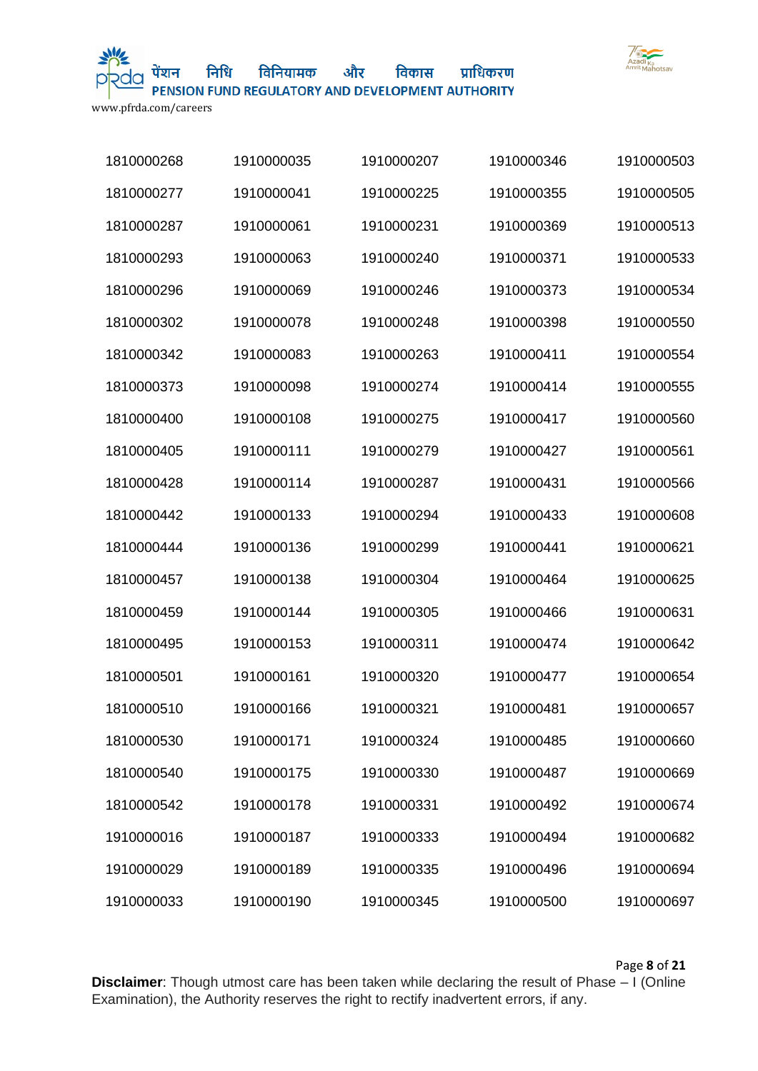| 1810000268 | 1910000035 | 1910000207 | 1910000346 | 1910000503 |
|---|---|---|---|---|
| 1810000277 | 1910000041 | 1910000225 | 1910000355 | 1910000505 |
| 1810000287 | 1910000061 | 1910000231 | 1910000369 | 1910000513 |
| 1810000293 | 1910000063 | 1910000240 | 1910000371 | 1910000533 |
| 1810000296 | 1910000069 | 1910000246 | 1910000373 | 1910000534 |
| 1810000302 | 1910000078 | 1910000248 | 1910000398 | 1910000550 |
| 1810000342 | 1910000083 | 1910000263 | 1910000411 | 1910000554 |
| 1810000373 | 1910000098 | 1910000274 | 1910000414 | 1910000555 |
| 1810000400 | 1910000108 | 1910000275 | 1910000417 | 1910000560 |
| 1810000405 | 1910000111 | 1910000279 | 1910000427 | 1910000561 |
| 1810000428 | 1910000114 | 1910000287 | 1910000431 | 1910000566 |
| 1810000442 | 1910000133 | 1910000294 | 1910000433 | 1910000608 |
| 1810000444 | 1910000136 | 1910000299 | 1910000441 | 1910000621 |
| 1810000457 | 1910000138 | 1910000304 | 1910000464 | 1910000625 |
| 1810000459 | 1910000144 | 1910000305 | 1910000466 | 1910000631 |
| 1810000495 | 1910000153 | 1910000311 | 1910000474 | 1910000642 |
| 1810000501 | 1910000161 | 1910000320 | 1910000477 | 1910000654 |
| 1810000510 | 1910000166 | 1910000321 | 1910000481 | 1910000657 |
| 1810000530 | 1910000171 | 1910000324 | 1910000485 | 1910000660 |
| 1810000540 | 1910000175 | 1910000330 | 1910000487 | 1910000669 |
| 1810000542 | 1910000178 | 1910000331 | 1910000492 | 1910000674 |
| 1910000016 | 1910000187 | 1910000333 | 1910000494 | 1910000682 |
| 1910000029 | 1910000189 | 1910000335 | 1910000496 | 1910000694 |
| 1910000033 | 1910000190 | 1910000345 | 1910000500 | 1910000697 |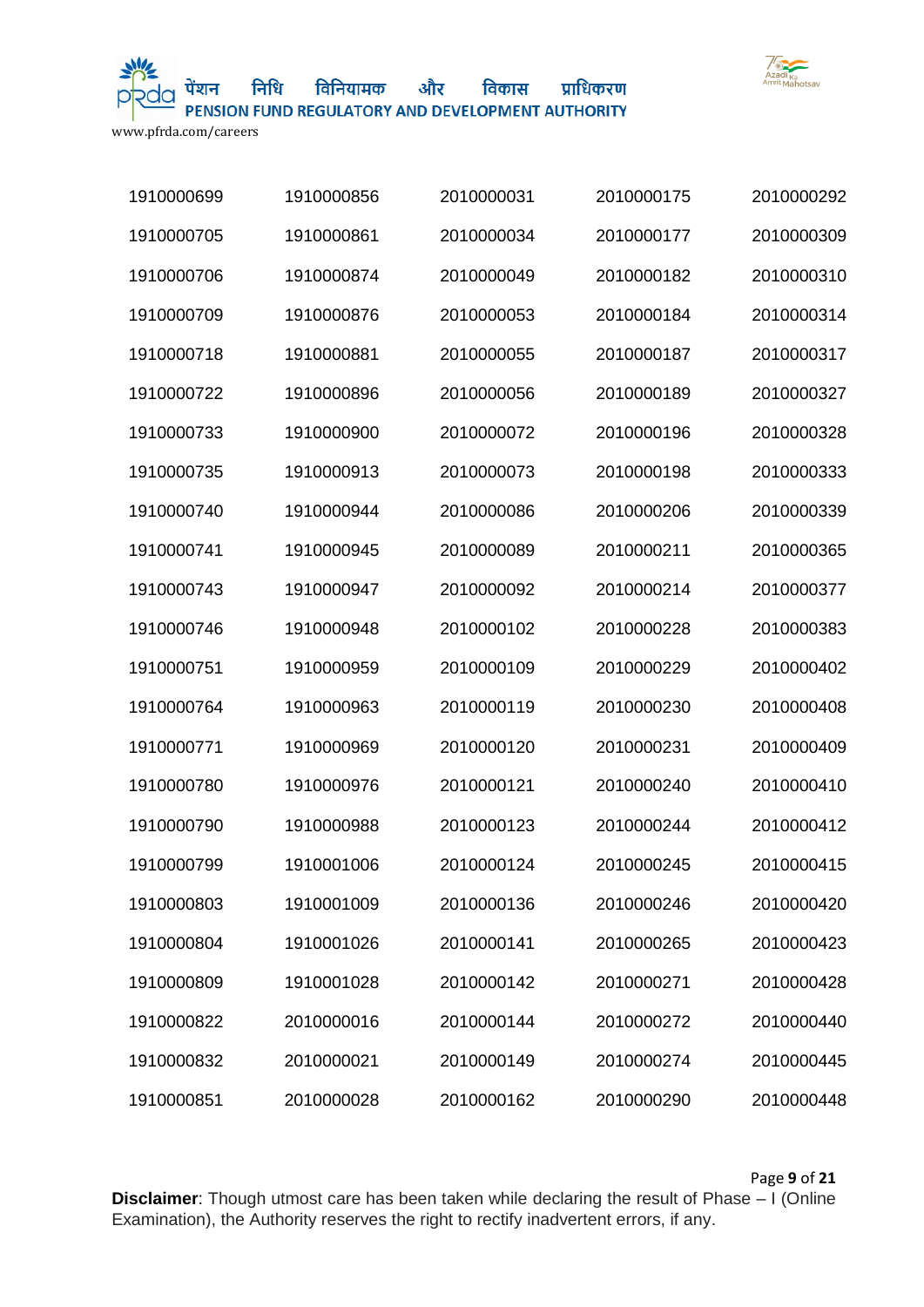| | | | | |
|---|---|---|---|---|
| 1910000699 | 1910000856 | 2010000031 | 2010000175 | 2010000292 |
| 1910000705 | 1910000861 | 2010000034 | 2010000177 | 2010000309 |
| 1910000706 | 1910000874 | 2010000049 | 2010000182 | 2010000310 |
| 1910000709 | 1910000876 | 2010000053 | 2010000184 | 2010000314 |
| 1910000718 | 1910000881 | 2010000055 | 2010000187 | 2010000317 |
| 1910000722 | 1910000896 | 2010000056 | 2010000189 | 2010000327 |
| 1910000733 | 1910000900 | 2010000072 | 2010000196 | 2010000328 |
| 1910000735 | 1910000913 | 2010000073 | 2010000198 | 2010000333 |
| 1910000740 | 1910000944 | 2010000086 | 2010000206 | 2010000339 |
| 1910000741 | 1910000945 | 2010000089 | 2010000211 | 2010000365 |
| 1910000743 | 1910000947 | 2010000092 | 2010000214 | 2010000377 |
| 1910000746 | 1910000948 | 2010000102 | 2010000228 | 2010000383 |
| 1910000751 | 1910000959 | 2010000109 | 2010000229 | 2010000402 |
| 1910000764 | 1910000963 | 2010000119 | 2010000230 | 2010000408 |
| 1910000771 | 1910000969 | 2010000120 | 2010000231 | 2010000409 |
| 1910000780 | 1910000976 | 2010000121 | 2010000240 | 2010000410 |
| 1910000790 | 1910000988 | 2010000123 | 2010000244 | 2010000412 |
| 1910000799 | 1910001006 | 2010000124 | 2010000245 | 2010000415 |
| 1910000803 | 1910001009 | 2010000136 | 2010000246 | 2010000420 |
| 1910000804 | 1910001026 | 2010000141 | 2010000265 | 2010000423 |
| 1910000809 | 1910001028 | 2010000142 | 2010000271 | 2010000428 |
| 1910000822 | 2010000016 | 2010000144 | 2010000272 | 2010000440 |
| 1910000832 | 2010000021 | 2010000149 | 2010000274 | 2010000445 |
| 1910000851 | 2010000028 | 2010000162 | 2010000290 | 2010000448 |

**Disclaimer**: Though utmost care has been taken while declaring the result of Phase – I (Online Examination), the Authority reserves the right to rectify inadvertent errors, if any.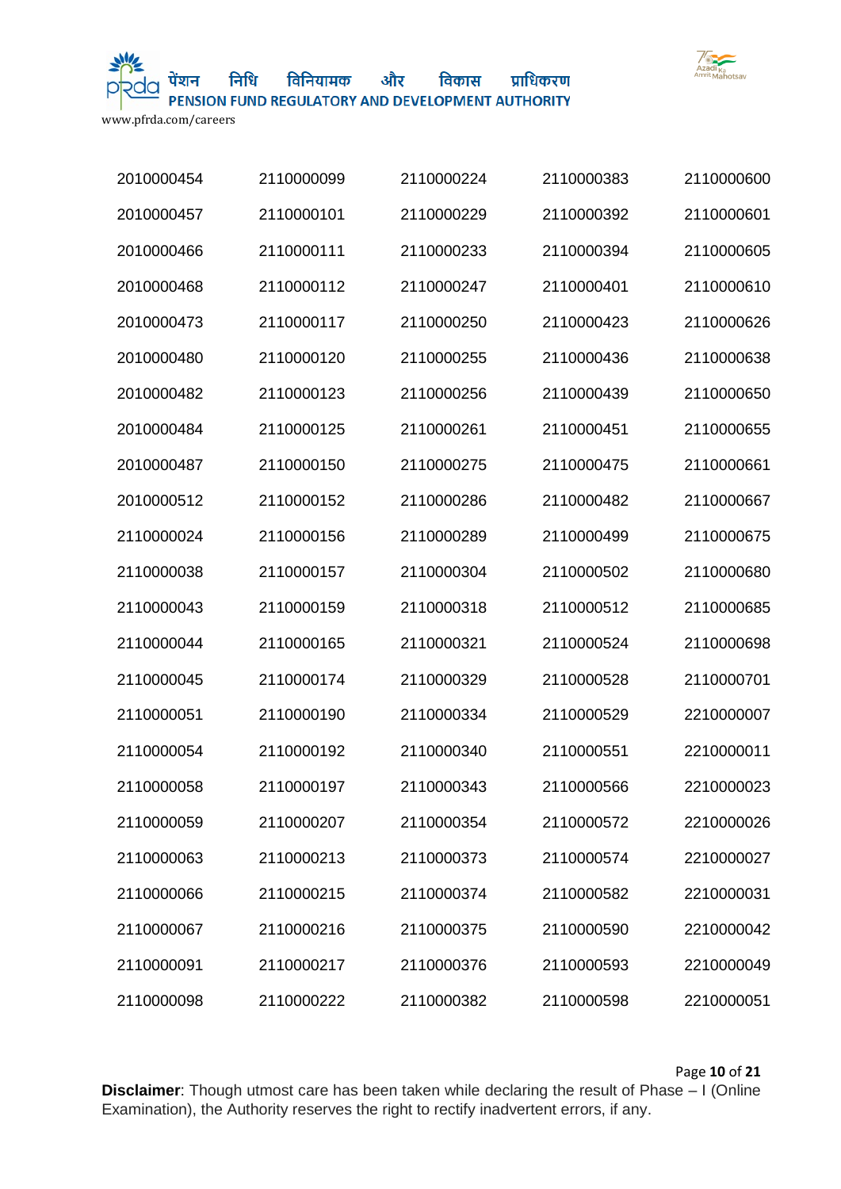| | | | | |
|---|---|---|---|---|
| 2010000454 | 2110000099 | 2110000224 | 2110000383 | 2110000600 |
| 2010000457 | 2110000101 | 2110000229 | 2110000392 | 2110000601 |
| 2010000466 | 2110000111 | 2110000233 | 2110000394 | 2110000605 |
| 2010000468 | 2110000112 | 2110000247 | 2110000401 | 2110000610 |
| 2010000473 | 2110000117 | 2110000250 | 2110000423 | 2110000626 |
| 2010000480 | 2110000120 | 2110000255 | 2110000436 | 2110000638 |
| 2010000482 | 2110000123 | 2110000256 | 2110000439 | 2110000650 |
| 2010000484 | 2110000125 | 2110000261 | 2110000451 | 2110000655 |
| 2010000487 | 2110000150 | 2110000275 | 2110000475 | 2110000661 |
| 2010000512 | 2110000152 | 2110000286 | 2110000482 | 2110000667 |
| 2110000024 | 2110000156 | 2110000289 | 2110000499 | 2110000675 |
| 2110000038 | 2110000157 | 2110000304 | 2110000502 | 2110000680 |
| 2110000043 | 2110000159 | 2110000318 | 2110000512 | 2110000685 |
| 2110000044 | 2110000165 | 2110000321 | 2110000524 | 2110000698 |
| 2110000045 | 2110000174 | 2110000329 | 2110000528 | 2110000701 |
| 2110000051 | 2110000190 | 2110000334 | 2110000529 | 2210000007 |
| 2110000054 | 2110000192 | 2110000340 | 2110000551 | 2210000011 |
| 2110000058 | 2110000197 | 2110000343 | 2110000566 | 2210000023 |
| 2110000059 | 2110000207 | 2110000354 | 2110000572 | 2210000026 |
| 2110000063 | 2110000213 | 2110000373 | 2110000574 | 2210000027 |
| 2110000066 | 2110000215 | 2110000374 | 2110000582 | 2210000031 |
| 2110000067 | 2110000216 | 2110000375 | 2110000590 | 2210000042 |
| 2110000091 | 2110000217 | 2110000376 | 2110000593 | 2210000049 |
| 2110000098 | 2110000222 | 2110000382 | 2110000598 | 2210000051 |

**Disclaimer**: Though utmost care has been taken while declaring the result of Phase – I (Online Examination), the Authority reserves the right to rectify inadvertent errors, if any.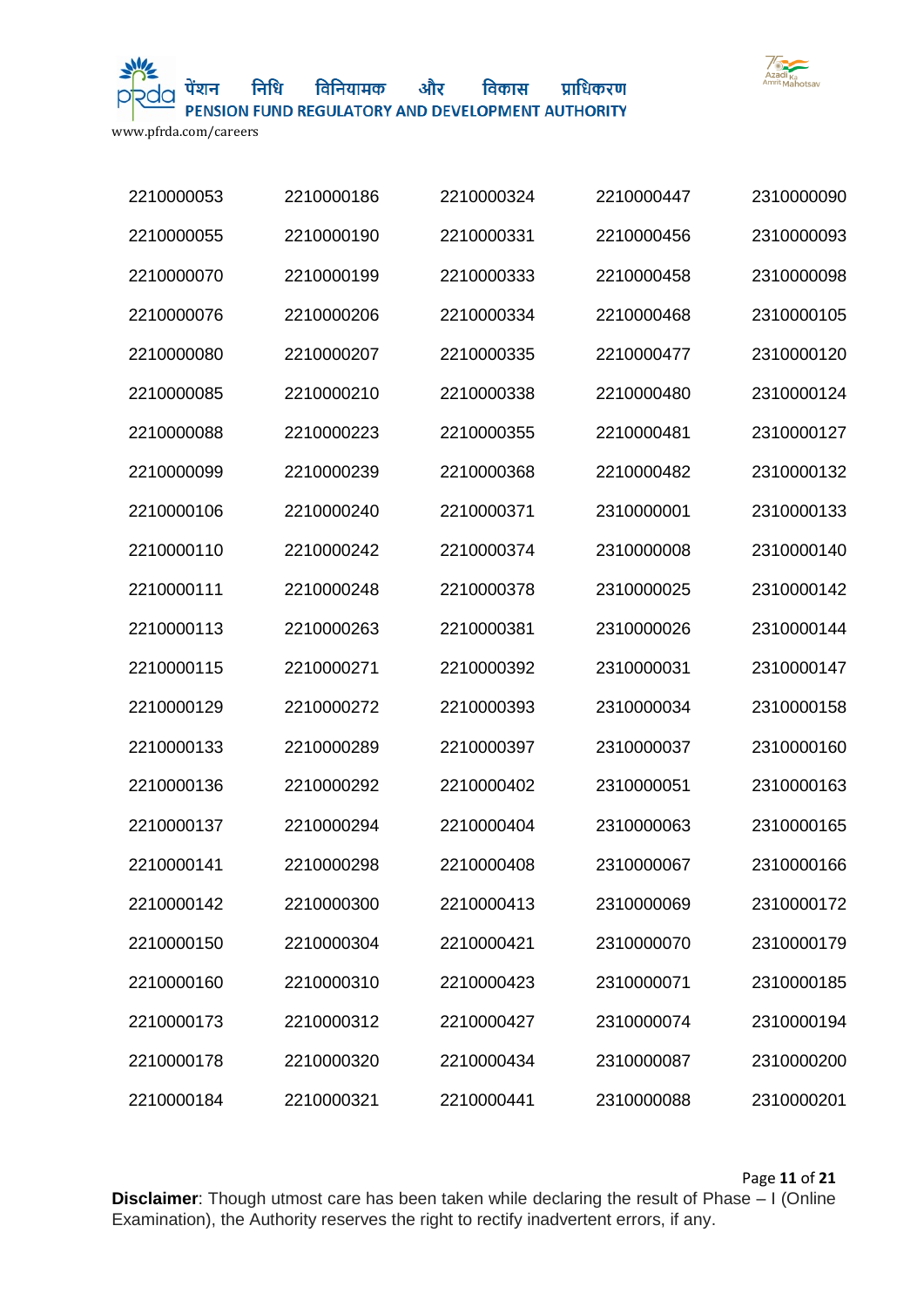| | | | | |
|---|---|---|---|---|
| 2210000053 | 2210000186 | 2210000324 | 2210000447 | 2310000090 |
| 2210000055 | 2210000190 | 2210000331 | 2210000456 | 2310000093 |
| 2210000070 | 2210000199 | 2210000333 | 2210000458 | 2310000098 |
| 2210000076 | 2210000206 | 2210000334 | 2210000468 | 2310000105 |
| 2210000080 | 2210000207 | 2210000335 | 2210000477 | 2310000120 |
| 2210000085 | 2210000210 | 2210000338 | 2210000480 | 2310000124 |
| 2210000088 | 2210000223 | 2210000355 | 2210000481 | 2310000127 |
| 2210000099 | 2210000239 | 2210000368 | 2210000482 | 2310000132 |
| 2210000106 | 2210000240 | 2210000371 | 2310000001 | 2310000133 |
| 2210000110 | 2210000242 | 2210000374 | 2310000008 | 2310000140 |
| 2210000111 | 2210000248 | 2210000378 | 2310000025 | 2310000142 |
| 2210000113 | 2210000263 | 2210000381 | 2310000026 | 2310000144 |
| 2210000115 | 2210000271 | 2210000392 | 2310000031 | 2310000147 |
| 2210000129 | 2210000272 | 2210000393 | 2310000034 | 2310000158 |
| 2210000133 | 2210000289 | 2210000397 | 2310000037 | 2310000160 |
| 2210000136 | 2210000292 | 2210000402 | 2310000051 | 2310000163 |
| 2210000137 | 2210000294 | 2210000404 | 2310000063 | 2310000165 |
| 2210000141 | 2210000298 | 2210000408 | 2310000067 | 2310000166 |
| 2210000142 | 2210000300 | 2210000413 | 2310000069 | 2310000172 |
| 2210000150 | 2210000304 | 2210000421 | 2310000070 | 2310000179 |
| 2210000160 | 2210000310 | 2210000423 | 2310000071 | 2310000185 |
| 2210000173 | 2210000312 | 2210000427 | 2310000074 | 2310000194 |
| 2210000178 | 2210000320 | 2210000434 | 2310000087 | 2310000200 |
| 2210000184 | 2210000321 | 2210000441 | 2310000088 | 2310000201 |

**Disclaimer**: Though utmost care has been taken while declaring the result of Phase – I (Online Examination), the Authority reserves the right to rectify inadvertent errors, if any.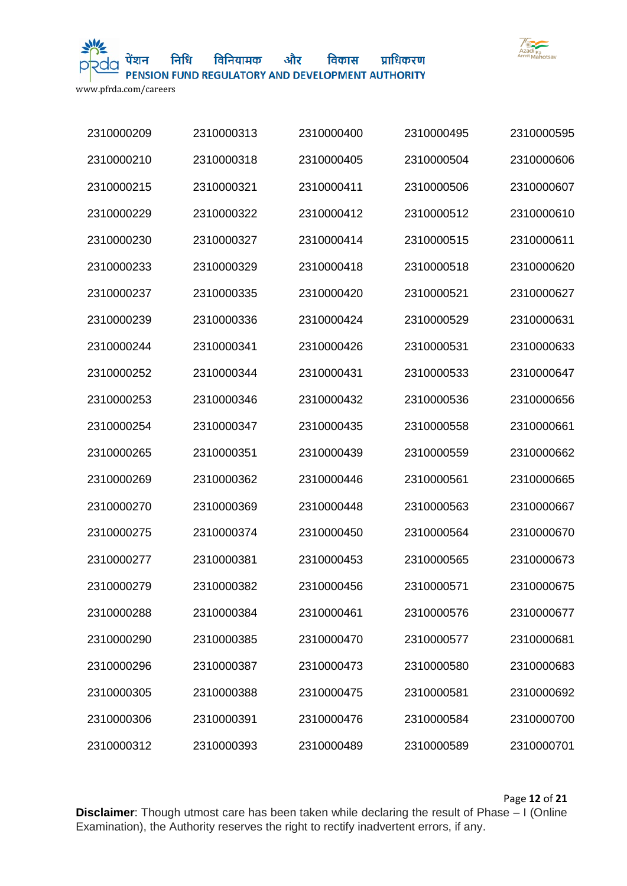| | | | | |
|---|---|---|---|---|
| 2310000209 | 2310000313 | 2310000400 | 2310000495 | 2310000595 |
| 2310000210 | 2310000318 | 2310000405 | 2310000504 | 2310000606 |
| 2310000215 | 2310000321 | 2310000411 | 2310000506 | 2310000607 |
| 2310000229 | 2310000322 | 2310000412 | 2310000512 | 2310000610 |
| 2310000230 | 2310000327 | 2310000414 | 2310000515 | 2310000611 |
| 2310000233 | 2310000329 | 2310000418 | 2310000518 | 2310000620 |
| 2310000237 | 2310000335 | 2310000420 | 2310000521 | 2310000627 |
| 2310000239 | 2310000336 | 2310000424 | 2310000529 | 2310000631 |
| 2310000244 | 2310000341 | 2310000426 | 2310000531 | 2310000633 |
| 2310000252 | 2310000344 | 2310000431 | 2310000533 | 2310000647 |
| 2310000253 | 2310000346 | 2310000432 | 2310000536 | 2310000656 |
| 2310000254 | 2310000347 | 2310000435 | 2310000558 | 2310000661 |
| 2310000265 | 2310000351 | 2310000439 | 2310000559 | 2310000662 |
| 2310000269 | 2310000362 | 2310000446 | 2310000561 | 2310000665 |
| 2310000270 | 2310000369 | 2310000448 | 2310000563 | 2310000667 |
| 2310000275 | 2310000374 | 2310000450 | 2310000564 | 2310000670 |
| 2310000277 | 2310000381 | 2310000453 | 2310000565 | 2310000673 |
| 2310000279 | 2310000382 | 2310000456 | 2310000571 | 2310000675 |
| 2310000288 | 2310000384 | 2310000461 | 2310000576 | 2310000677 |
| 2310000290 | 2310000385 | 2310000470 | 2310000577 | 2310000681 |
| 2310000296 | 2310000387 | 2310000473 | 2310000580 | 2310000683 |
| 2310000305 | 2310000388 | 2310000475 | 2310000581 | 2310000692 |
| 2310000306 | 2310000391 | 2310000476 | 2310000584 | 2310000700 |
| 2310000312 | 2310000393 | 2310000489 | 2310000589 | 2310000701 |

**Disclaimer**: Though utmost care has been taken while declaring the result of Phase – I (Online Examination), the Authority reserves the right to rectify inadvertent errors, if any.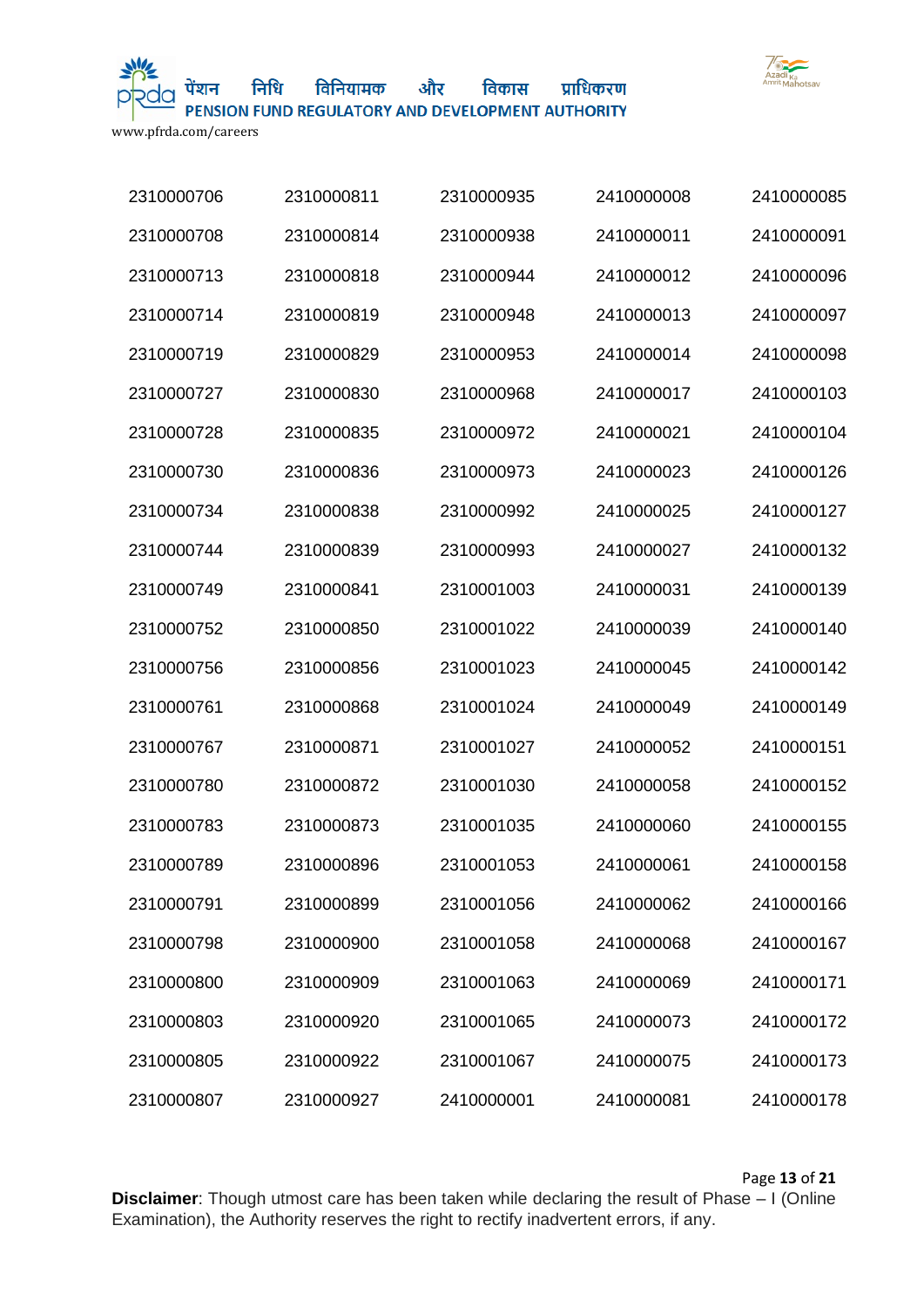| | | | | |
|---|---|---|---|---|
| 2310000706 | 2310000811 | 2310000935 | 2410000008 | 2410000085 |
| 2310000708 | 2310000814 | 2310000938 | 2410000011 | 2410000091 |
| 2310000713 | 2310000818 | 2310000944 | 2410000012 | 2410000096 |
| 2310000714 | 2310000819 | 2310000948 | 2410000013 | 2410000097 |
| 2310000719 | 2310000829 | 2310000953 | 2410000014 | 2410000098 |
| 2310000727 | 2310000830 | 2310000968 | 2410000017 | 2410000103 |
| 2310000728 | 2310000835 | 2310000972 | 2410000021 | 2410000104 |
| 2310000730 | 2310000836 | 2310000973 | 2410000023 | 2410000126 |
| 2310000734 | 2310000838 | 2310000992 | 2410000025 | 2410000127 |
| 2310000744 | 2310000839 | 2310000993 | 2410000027 | 2410000132 |
| 2310000749 | 2310000841 | 2310001003 | 2410000031 | 2410000139 |
| 2310000752 | 2310000850 | 2310001022 | 2410000039 | 2410000140 |
| 2310000756 | 2310000856 | 2310001023 | 2410000045 | 2410000142 |
| 2310000761 | 2310000868 | 2310001024 | 2410000049 | 2410000149 |
| 2310000767 | 2310000871 | 2310001027 | 2410000052 | 2410000151 |
| 2310000780 | 2310000872 | 2310001030 | 2410000058 | 2410000152 |
| 2310000783 | 2310000873 | 2310001035 | 2410000060 | 2410000155 |
| 2310000789 | 2310000896 | 2310001053 | 2410000061 | 2410000158 |
| 2310000791 | 2310000899 | 2310001056 | 2410000062 | 2410000166 |
| 2310000798 | 2310000900 | 2310001058 | 2410000068 | 2410000167 |
| 2310000800 | 2310000909 | 2310001063 | 2410000069 | 2410000171 |
| 2310000803 | 2310000920 | 2310001065 | 2410000073 | 2410000172 |
| 2310000805 | 2310000922 | 2310001067 | 2410000075 | 2410000173 |
| 2310000807 | 2310000927 | 2410000001 | 2410000081 | 2410000178 |

**Disclaimer**: Though utmost care has been taken while declaring the result of Phase – I (Online Examination), the Authority reserves the right to rectify inadvertent errors, if any.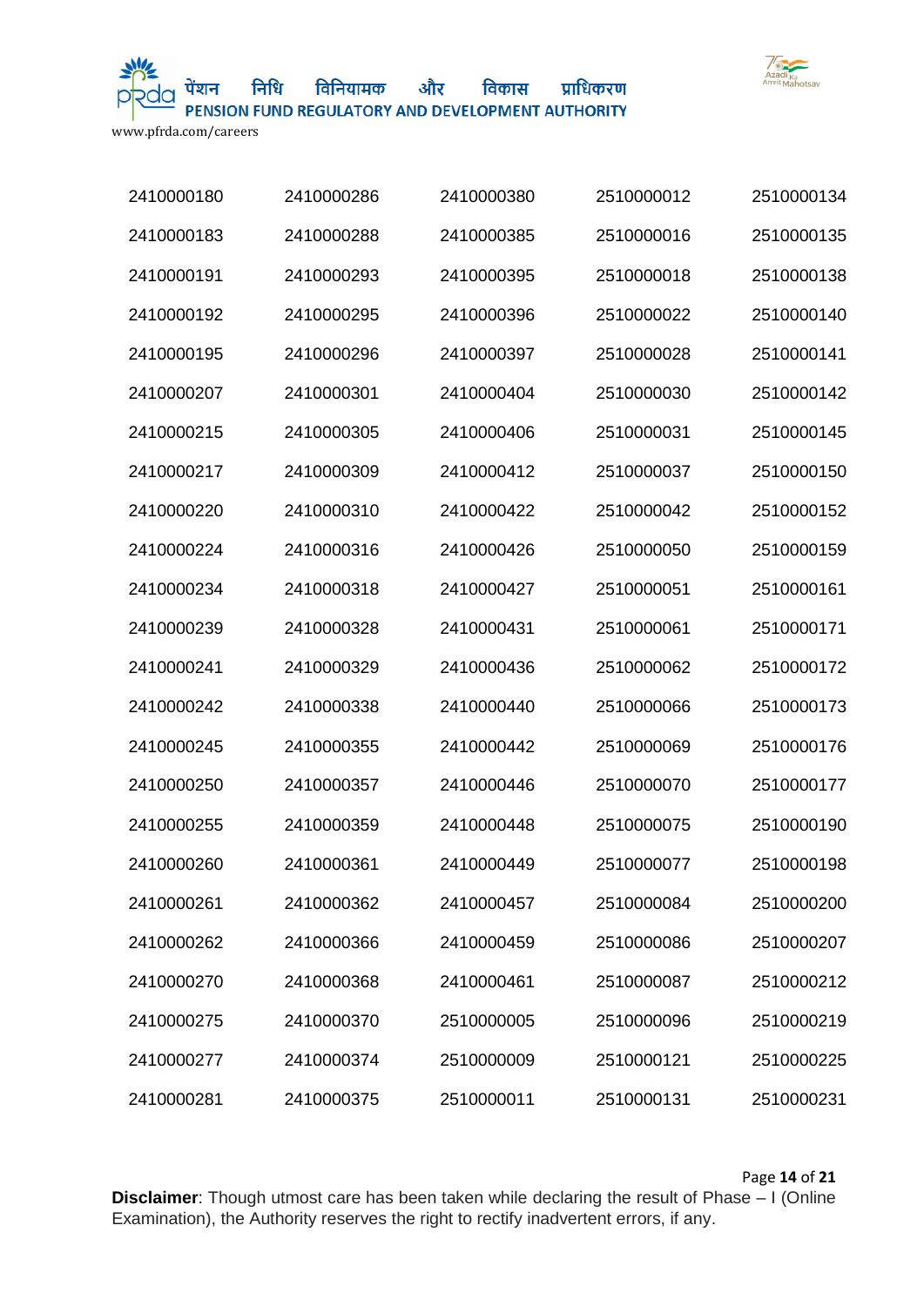| | | | | |
|---|---|---|---|---|
| 2410000180 | 2410000286 | 2410000380 | 2510000012 | 2510000134 |
| 2410000183 | 2410000288 | 2410000385 | 2510000016 | 2510000135 |
| 2410000191 | 2410000293 | 2410000395 | 2510000018 | 2510000138 |
| 2410000192 | 2410000295 | 2410000396 | 2510000022 | 2510000140 |
| 2410000195 | 2410000296 | 2410000397 | 2510000028 | 2510000141 |
| 2410000207 | 2410000301 | 2410000404 | 2510000030 | 2510000142 |
| 2410000215 | 2410000305 | 2410000406 | 2510000031 | 2510000145 |
| 2410000217 | 2410000309 | 2410000412 | 2510000037 | 2510000150 |
| 2410000220 | 2410000310 | 2410000422 | 2510000042 | 2510000152 |
| 2410000224 | 2410000316 | 2410000426 | 2510000050 | 2510000159 |
| 2410000234 | 2410000318 | 2410000427 | 2510000051 | 2510000161 |
| 2410000239 | 2410000328 | 2410000431 | 2510000061 | 2510000171 |
| 2410000241 | 2410000329 | 2410000436 | 2510000062 | 2510000172 |
| 2410000242 | 2410000338 | 2410000440 | 2510000066 | 2510000173 |
| 2410000245 | 2410000355 | 2410000442 | 2510000069 | 2510000176 |
| 2410000250 | 2410000357 | 2410000446 | 2510000070 | 2510000177 |
| 2410000255 | 2410000359 | 2410000448 | 2510000075 | 2510000190 |
| 2410000260 | 2410000361 | 2410000449 | 2510000077 | 2510000198 |
| 2410000261 | 2410000362 | 2410000457 | 2510000084 | 2510000200 |
| 2410000262 | 2410000366 | 2410000459 | 2510000086 | 2510000207 |
| 2410000270 | 2410000368 | 2410000461 | 2510000087 | 2510000212 |
| 2410000275 | 2410000370 | 2510000005 | 2510000096 | 2510000219 |
| 2410000277 | 2410000374 | 2510000009 | 2510000121 | 2510000225 |
| 2410000281 | 2410000375 | 2510000011 | 2510000131 | 2510000231 |

**Disclaimer**: Though utmost care has been taken while declaring the result of Phase – I (Online Examination), the Authority reserves the right to rectify inadvertent errors, if any.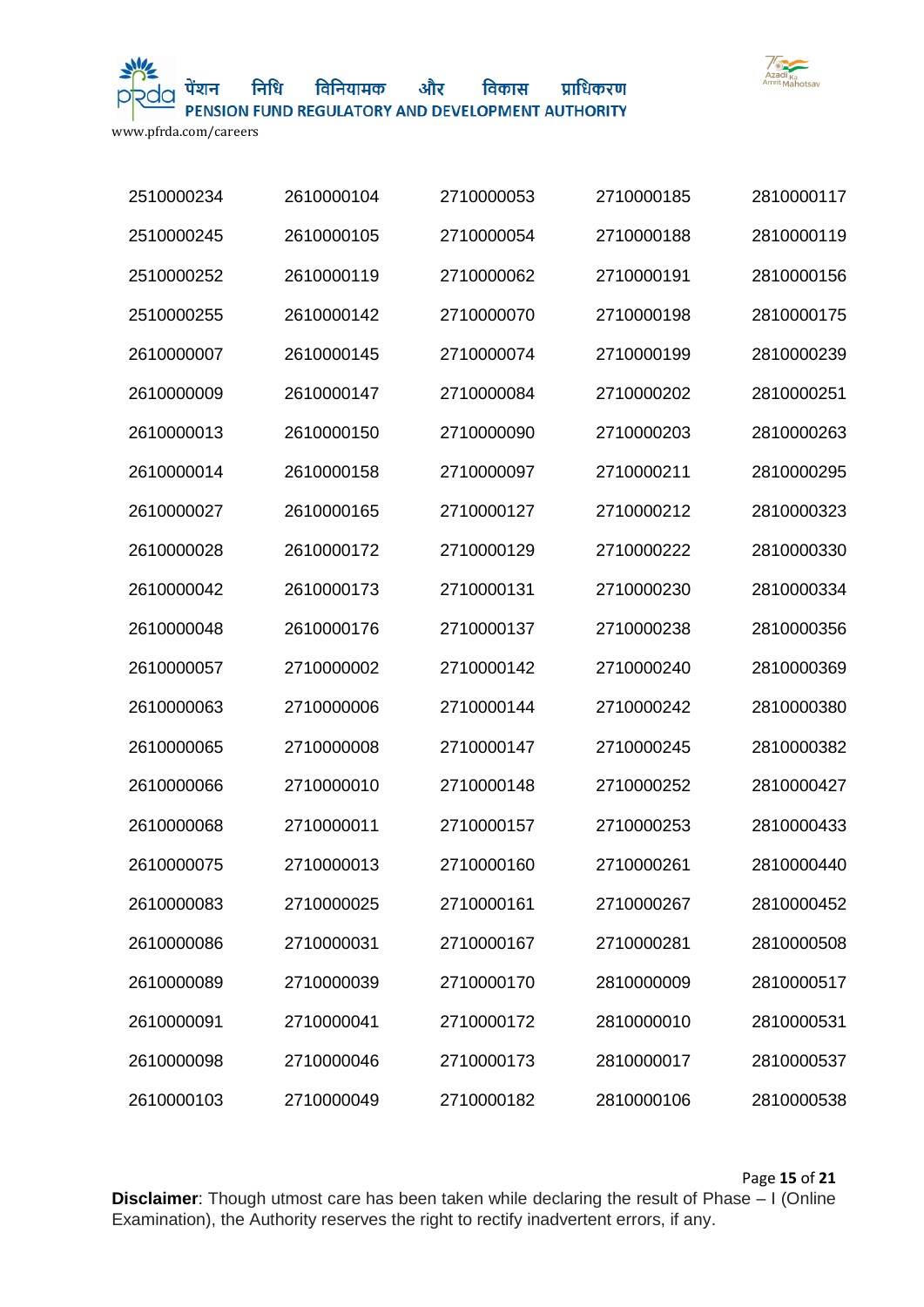| | | | | |
|---|---|---|---|---|
| 2510000234 | 2610000104 | 2710000053 | 2710000185 | 2810000117 |
| 2510000245 | 2610000105 | 2710000054 | 2710000188 | 2810000119 |
| 2510000252 | 2610000119 | 2710000062 | 2710000191 | 2810000156 |
| 2510000255 | 2610000142 | 2710000070 | 2710000198 | 2810000175 |
| 2610000007 | 2610000145 | 2710000074 | 2710000199 | 2810000239 |
| 2610000009 | 2610000147 | 2710000084 | 2710000202 | 2810000251 |
| 2610000013 | 2610000150 | 2710000090 | 2710000203 | 2810000263 |
| 2610000014 | 2610000158 | 2710000097 | 2710000211 | 2810000295 |
| 2610000027 | 2610000165 | 2710000127 | 2710000212 | 2810000323 |
| 2610000028 | 2610000172 | 2710000129 | 2710000222 | 2810000330 |
| 2610000042 | 2610000173 | 2710000131 | 2710000230 | 2810000334 |
| 2610000048 | 2610000176 | 2710000137 | 2710000238 | 2810000356 |
| 2610000057 | 2710000002 | 2710000142 | 2710000240 | 2810000369 |
| 2610000063 | 2710000006 | 2710000144 | 2710000242 | 2810000380 |
| 2610000065 | 2710000008 | 2710000147 | 2710000245 | 2810000382 |
| 2610000066 | 2710000010 | 2710000148 | 2710000252 | 2810000427 |
| 2610000068 | 2710000011 | 2710000157 | 2710000253 | 2810000433 |
| 2610000075 | 2710000013 | 2710000160 | 2710000261 | 2810000440 |
| 2610000083 | 2710000025 | 2710000161 | 2710000267 | 2810000452 |
| 2610000086 | 2710000031 | 2710000167 | 2710000281 | 2810000508 |
| 2610000089 | 2710000039 | 2710000170 | 2810000009 | 2810000517 |
| 2610000091 | 2710000041 | 2710000172 | 2810000010 | 2810000531 |
| 2610000098 | 2710000046 | 2710000173 | 2810000017 | 2810000537 |
| 2610000103 | 2710000049 | 2710000182 | 2810000106 | 2810000538 |

**Disclaimer**: Though utmost care has been taken while declaring the result of Phase – I (Online Examination), the Authority reserves the right to rectify inadvertent errors, if any.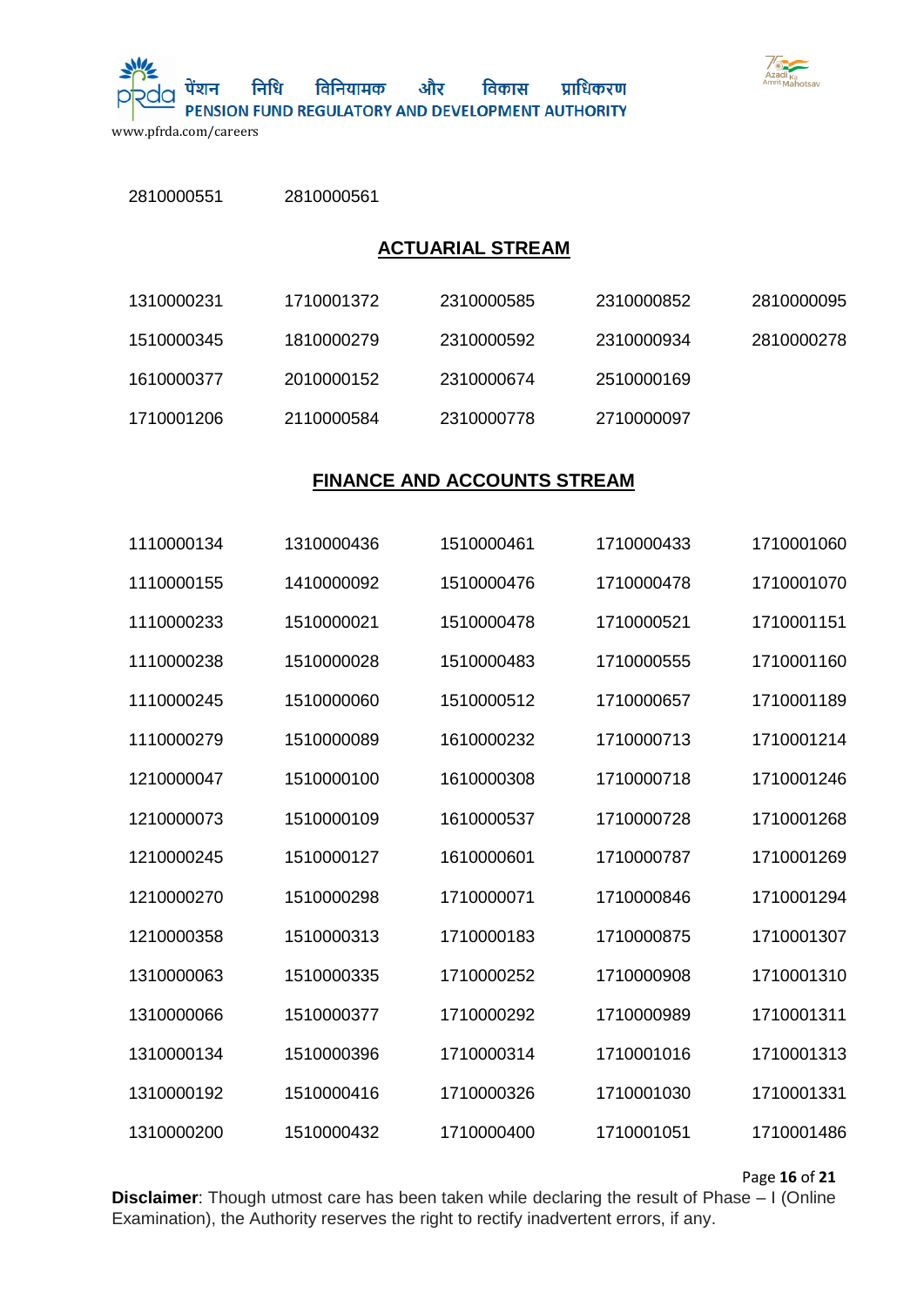| | | | | |
|---|---|---|---|---|
| 2810000551 | 2810000561 | | | |

## ACTUARIAL STREAM

| | | | | |
|---|---|---|---|---|
| 1310000231 | 1710001372 | 2310000585 | 2310000852 | 2810000095 |
| 1510000345 | 1810000279 | 2310000592 | 2310000934 | 2810000278 |
| 1610000377 | 2010000152 | 2310000674 | 2510000169 | |
| 1710001206 | 2110000584 | 2310000778 | 2710000097 | |

## FINANCE AND ACCOUNTS STREAM

| | | | | |
|---|---|---|---|---|
| 1110000134 | 1310000436 | 1510000461 | 1710000433 | 1710001060 |
| 1110000155 | 1410000092 | 1510000476 | 1710000478 | 1710001070 |
| 1110000233 | 1510000021 | 1510000478 | 1710000521 | 1710001151 |
| 1110000238 | 1510000028 | 1510000483 | 1710000555 | 1710001160 |
| 1110000245 | 1510000060 | 1510000512 | 1710000657 | 1710001189 |
| 1110000279 | 1510000089 | 1610000232 | 1710000713 | 1710001214 |
| 1210000047 | 1510000100 | 1610000308 | 1710000718 | 1710001246 |
| 1210000073 | 1510000109 | 1610000537 | 1710000728 | 1710001268 |
| 1210000245 | 1510000127 | 1610000601 | 1710000787 | 1710001269 |
| 1210000270 | 1510000298 | 1710000071 | 1710000846 | 1710001294 |
| 1210000358 | 1510000313 | 1710000183 | 1710000875 | 1710001307 |
| 1310000063 | 1510000335 | 1710000252 | 1710000908 | 1710001310 |
| 1310000066 | 1510000377 | 1710000292 | 1710000989 | 1710001311 |
| 1310000134 | 1510000396 | 1710000314 | 1710001016 | 1710001313 |
| 1310000192 | 1510000416 | 1710000326 | 1710001030 | 1710001331 |
| 1310000200 | 1510000432 | 1710000400 | 1710001051 | 1710001486 |

**Disclaimer**: Though utmost care has been taken while declaring the result of Phase – I (Online Examination), the Authority reserves the right to rectify inadvertent errors, if any.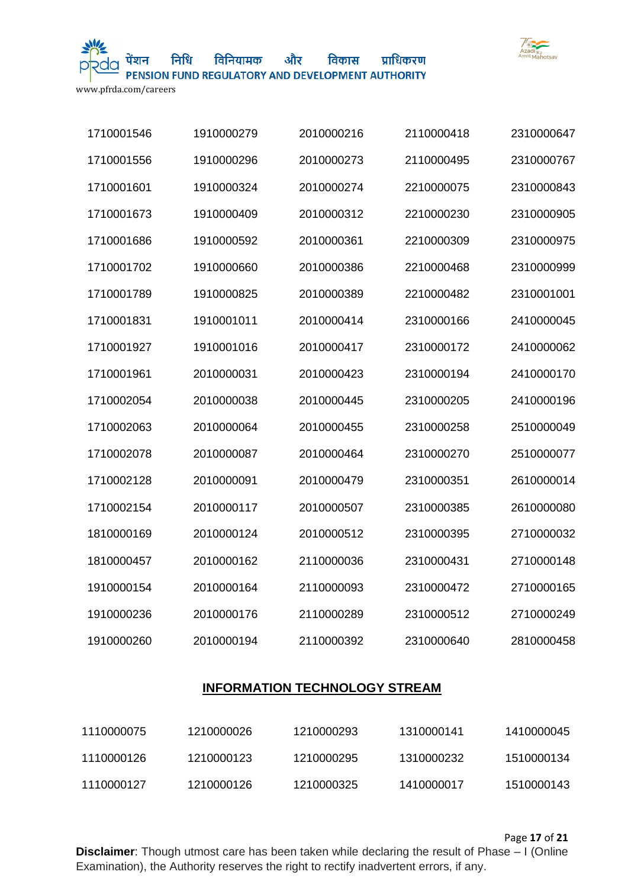| | | | | |
|---|---|---|---|---|
| 1710001546 | 1910000279 | 2010000216 | 2110000418 | 2310000647 |
| 1710001556 | 1910000296 | 2010000273 | 2110000495 | 2310000767 |
| 1710001601 | 1910000324 | 2010000274 | 2210000075 | 2310000843 |
| 1710001673 | 1910000409 | 2010000312 | 2210000230 | 2310000905 |
| 1710001686 | 1910000592 | 2010000361 | 2210000309 | 2310000975 |
| 1710001702 | 1910000660 | 2010000386 | 2210000468 | 2310000999 |
| 1710001789 | 1910000825 | 2010000389 | 2210000482 | 2310001001 |
| 1710001831 | 1910001011 | 2010000414 | 2310000166 | 2410000045 |
| 1710001927 | 1910001016 | 2010000417 | 2310000172 | 2410000062 |
| 1710001961 | 2010000031 | 2010000423 | 2310000194 | 2410000170 |
| 1710002054 | 2010000038 | 2010000445 | 2310000205 | 2410000196 |
| 1710002063 | 2010000064 | 2010000455 | 2310000258 | 2510000049 |
| 1710002078 | 2010000087 | 2010000464 | 2310000270 | 2510000077 |
| 1710002128 | 2010000091 | 2010000479 | 2310000351 | 2610000014 |
| 1710002154 | 2010000117 | 2010000507 | 2310000385 | 2610000080 |
| 1810000169 | 2010000124 | 2010000512 | 2310000395 | 2710000032 |
| 1810000457 | 2010000162 | 2110000036 | 2310000431 | 2710000148 |
| 1910000154 | 2010000164 | 2110000093 | 2310000472 | 2710000165 |
| 1910000236 | 2010000176 | 2110000289 | 2310000512 | 2710000249 |
| 1910000260 | 2010000194 | 2110000392 | 2310000640 | 2810000458 |

## INFORMATION TECHNOLOGY STREAM

| | | | | |
|---|---|---|---|---|
| 1110000075 | 1210000026 | 1210000293 | 1310000141 | 1410000045 |
| 1110000126 | 1210000123 | 1210000295 | 1310000232 | 1510000134 |
| 1110000127 | 1210000126 | 1210000325 | 1410000017 | 1510000143 |

**Disclaimer**: Though utmost care has been taken while declaring the result of Phase – I (Online Examination), the Authority reserves the right to rectify inadvertent errors, if any.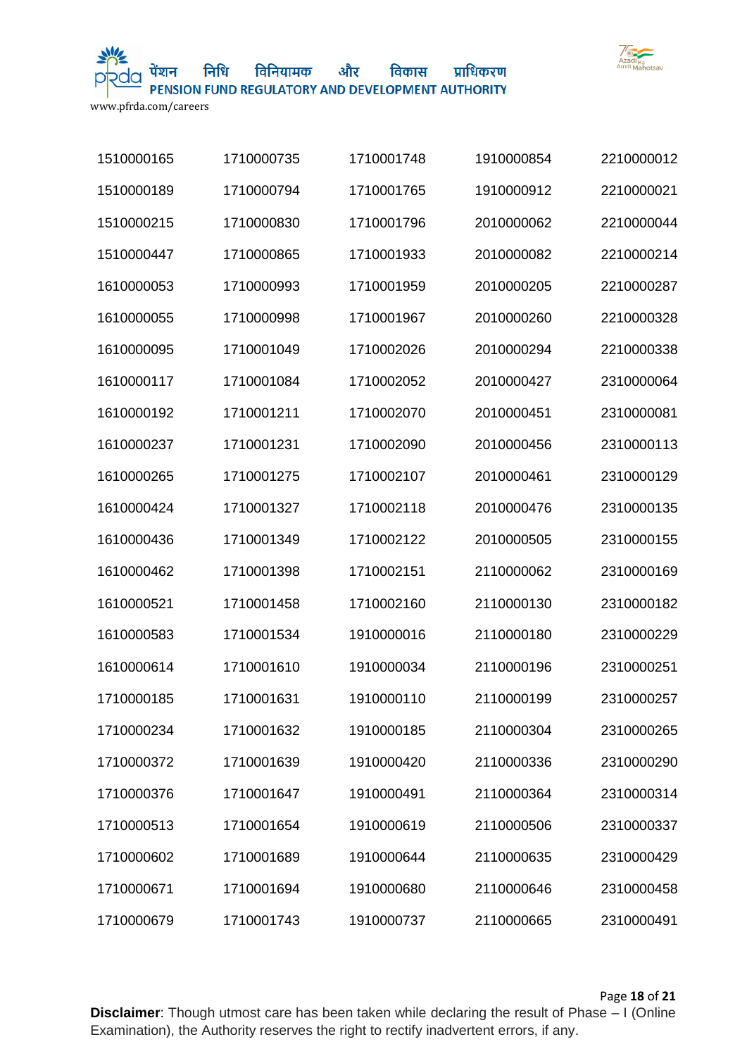| | | | | |
|---|---|---|---|---|
| 1510000165 | 1710000735 | 1710001748 | 1910000854 | 2210000012 |
| 1510000189 | 1710000794 | 1710001765 | 1910000912 | 2210000021 |
| 1510000215 | 1710000830 | 1710001796 | 2010000062 | 2210000044 |
| 1510000447 | 1710000865 | 1710001933 | 2010000082 | 2210000214 |
| 1610000053 | 1710000993 | 1710001959 | 2010000205 | 2210000287 |
| 1610000055 | 1710000998 | 1710001967 | 2010000260 | 2210000328 |
| 1610000095 | 1710001049 | 1710002026 | 2010000294 | 2210000338 |
| 1610000117 | 1710001084 | 1710002052 | 2010000427 | 2310000064 |
| 1610000192 | 1710001211 | 1710002070 | 2010000451 | 2310000081 |
| 1610000237 | 1710001231 | 1710002090 | 2010000456 | 2310000113 |
| 1610000265 | 1710001275 | 1710002107 | 2010000461 | 2310000129 |
| 1610000424 | 1710001327 | 1710002118 | 2010000476 | 2310000135 |
| 1610000436 | 1710001349 | 1710002122 | 2010000505 | 2310000155 |
| 1610000462 | 1710001398 | 1710002151 | 2110000062 | 2310000169 |
| 1610000521 | 1710001458 | 1710002160 | 2110000130 | 2310000182 |
| 1610000583 | 1710001534 | 1910000016 | 2110000180 | 2310000229 |
| 1610000614 | 1710001610 | 1910000034 | 2110000196 | 2310000251 |
| 1710000185 | 1710001631 | 1910000110 | 2110000199 | 2310000257 |
| 1710000234 | 1710001632 | 1910000185 | 2110000304 | 2310000265 |
| 1710000372 | 1710001639 | 1910000420 | 2110000336 | 2310000290 |
| 1710000376 | 1710001647 | 1910000491 | 2110000364 | 2310000314 |
| 1710000513 | 1710001654 | 1910000619 | 2110000506 | 2310000337 |
| 1710000602 | 1710001689 | 1910000644 | 2110000635 | 2310000429 |
| 1710000671 | 1710001694 | 1910000680 | 2110000646 | 2310000458 |
| 1710000679 | 1710001743 | 1910000737 | 2110000665 | 2310000491 |

**Disclaimer**: Though utmost care has been taken while declaring the result of Phase – I (Online Examination), the Authority reserves the right to rectify inadvertent errors, if any.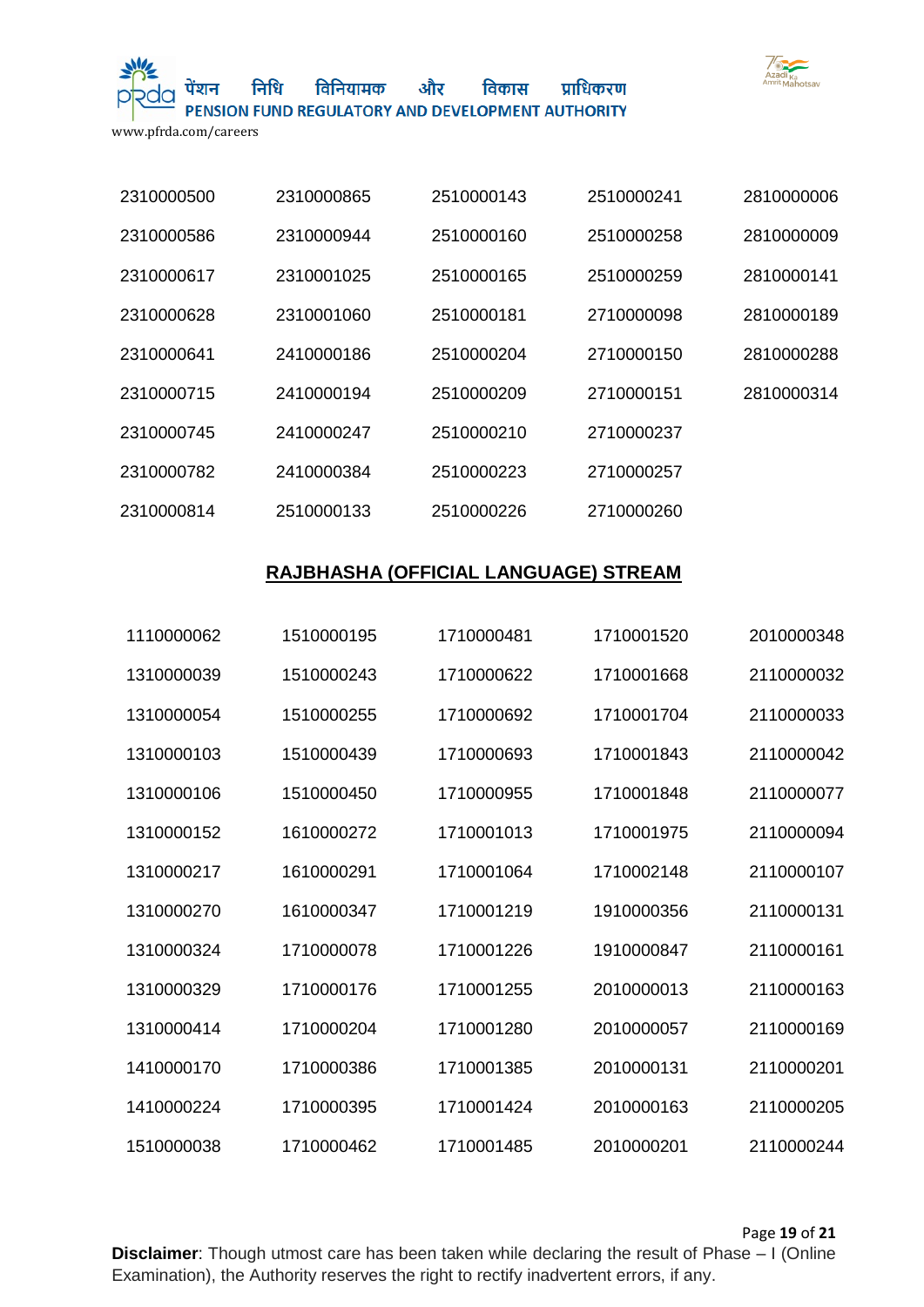| | | | | |
|---|---|---|---|---|
| 2310000500 | 2310000865 | 2510000143 | 2510000241 | 2810000006 |
| 2310000586 | 2310000944 | 2510000160 | 2510000258 | 2810000009 |
| 2310000617 | 2310001025 | 2510000165 | 2510000259 | 2810000141 |
| 2310000628 | 2310001060 | 2510000181 | 2710000098 | 2810000189 |
| 2310000641 | 2410000186 | 2510000204 | 2710000150 | 2810000288 |
| 2310000715 | 2410000194 | 2510000209 | 2710000151 | 2810000314 |
| 2310000745 | 2410000247 | 2510000210 | 2710000237 | |
| 2310000782 | 2410000384 | 2510000223 | 2710000257 | |
| 2310000814 | 2510000133 | 2510000226 | 2710000260 | |

## RAJBHASHA (OFFICIAL LANGUAGE) STREAM

| | | | | |
|---|---|---|---|---|
| 1110000062 | 1510000195 | 1710000481 | 1710001520 | 2010000348 |
| 1310000039 | 1510000243 | 1710000622 | 1710001668 | 2110000032 |
| 1310000054 | 1510000255 | 1710000692 | 1710001704 | 2110000033 |
| 1310000103 | 1510000439 | 1710000693 | 1710001843 | 2110000042 |
| 1310000106 | 1510000450 | 1710000955 | 1710001848 | 2110000077 |
| 1310000152 | 1610000272 | 1710001013 | 1710001975 | 2110000094 |
| 1310000217 | 1610000291 | 1710001064 | 1710002148 | 2110000107 |
| 1310000270 | 1610000347 | 1710001219 | 1910000356 | 2110000131 |
| 1310000324 | 1710000078 | 1710001226 | 1910000847 | 2110000161 |
| 1310000329 | 1710000176 | 1710001255 | 2010000013 | 2110000163 |
| 1310000414 | 1710000204 | 1710001280 | 2010000057 | 2110000169 |
| 1410000170 | 1710000386 | 1710001385 | 2010000131 | 2110000201 |
| 1410000224 | 1710000395 | 1710001424 | 2010000163 | 2110000205 |
| 1510000038 | 1710000462 | 1710001485 | 2010000201 | 2110000244 |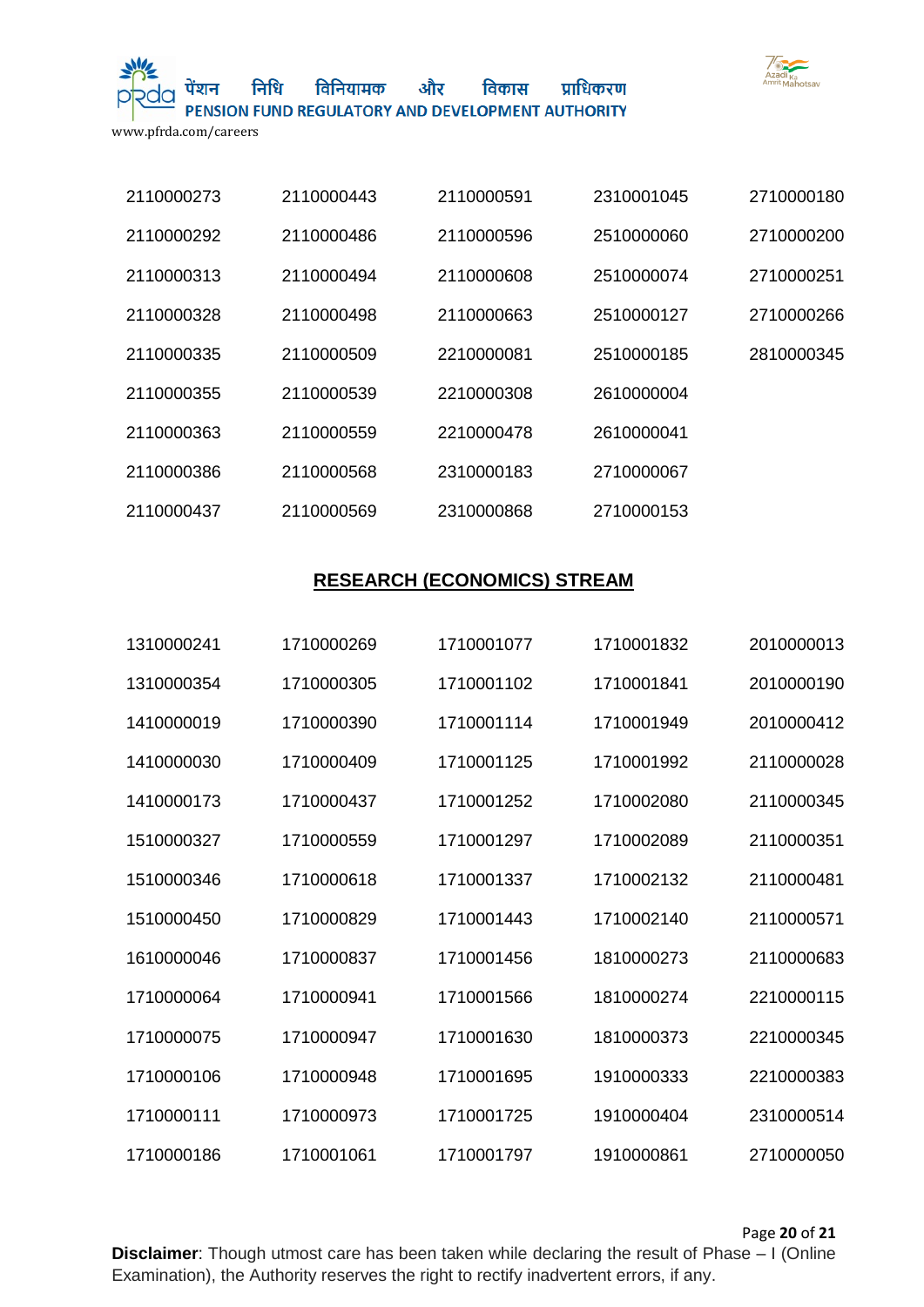| | | | | |
|---|---|---|---|---|
| 2110000273 | 2110000443 | 2110000591 | 2310001045 | 2710000180 |
| 2110000292 | 2110000486 | 2110000596 | 2510000060 | 2710000200 |
| 2110000313 | 2110000494 | 2110000608 | 2510000074 | 2710000251 |
| 2110000328 | 2110000498 | 2110000663 | 2510000127 | 2710000266 |
| 2110000335 | 2110000509 | 2210000081 | 2510000185 | 2810000345 |
| 2110000355 | 2110000539 | 2210000308 | 2610000004 | |
| 2110000363 | 2110000559 | 2210000478 | 2610000041 | |
| 2110000386 | 2110000568 | 2310000183 | 2710000067 | |
| 2110000437 | 2110000569 | 2310000868 | 2710000153 | |

## RESEARCH (ECONOMICS) STREAM

| | | | | |
|---|---|---|---|---|
| 1310000241 | 1710000269 | 1710001077 | 1710001832 | 2010000013 |
| 1310000354 | 1710000305 | 1710001102 | 1710001841 | 2010000190 |
| 1410000019 | 1710000390 | 1710001114 | 1710001949 | 2010000412 |
| 1410000030 | 1710000409 | 1710001125 | 1710001992 | 2110000028 |
| 1410000173 | 1710000437 | 1710001252 | 1710002080 | 2110000345 |
| 1510000327 | 1710000559 | 1710001297 | 1710002089 | 2110000351 |
| 1510000346 | 1710000618 | 1710001337 | 1710002132 | 2110000481 |
| 1510000450 | 1710000829 | 1710001443 | 1710002140 | 2110000571 |
| 1610000046 | 1710000837 | 1710001456 | 1810000273 | 2110000683 |
| 1710000064 | 1710000941 | 1710001566 | 1810000274 | 2210000115 |
| 1710000075 | 1710000947 | 1710001630 | 1810000373 | 2210000345 |
| 1710000106 | 1710000948 | 1710001695 | 1910000333 | 2210000383 |
| 1710000111 | 1710000973 | 1710001725 | 1910000404 | 2310000514 |
| 1710000186 | 1710001061 | 1710001797 | 1910000861 | 2710000050 |

**Disclaimer**: Though utmost care has been taken while declaring the result of Phase – I (Online Examination), the Authority reserves the right to rectify inadvertent errors, if any.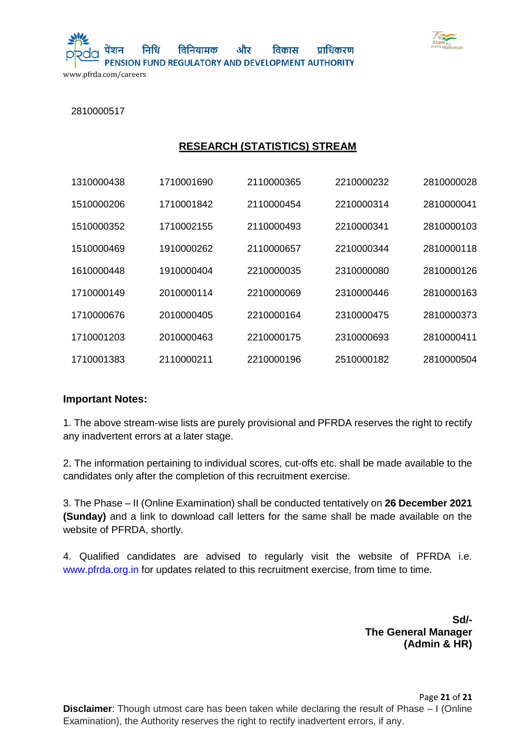2810000517

## RESEARCH (STATISTICS) STREAM

| | | | | |
|---|---|---|---|---|
| 1310000438 | 1710001690 | 2110000365 | 2210000232 | 2810000028 |
| 1510000206 | 1710001842 | 2110000454 | 2210000314 | 2810000041 |
| 1510000352 | 1710002155 | 2110000493 | 2210000341 | 2810000103 |
| 1510000469 | 1910000262 | 2110000657 | 2210000344 | 2810000118 |
| 1610000448 | 1910000404 | 2210000035 | 2310000080 | 2810000126 |
| 1710000149 | 2010000114 | 2210000069 | 2310000446 | 2810000163 |
| 1710000676 | 2010000405 | 2210000164 | 2310000475 | 2810000373 |
| 1710001203 | 2010000463 | 2210000175 | 2310000693 | 2810000411 |
| 1710001383 | 2110000211 | 2210000196 | 2510000182 | 2810000504 |

**Important Notes:**

1. The above stream-wise lists are purely provisional and PFRDA reserves the right to rectify any inadvertent errors at a later stage.

2. The information pertaining to individual scores, cut-offs etc. shall be made available to the candidates only after the completion of this recruitment exercise.

3. The Phase – II (Online Examination) shall be conducted tentatively on **26 December 2021 (Sunday)** and a link to download call letters for the same shall be made available on the website of PFRDA, shortly.

4. Qualified candidates are advised to regularly visit the website of PFRDA i.e. www.pfrda.org.in for updates related to this recruitment exercise, from time to time.

**Sd/-**
**The General Manager**
**(Admin & HR)**

**Disclaimer**: Though utmost care has been taken while declaring the result of Phase – I (Online Examination), the Authority reserves the right to rectify inadvertent errors, if any.